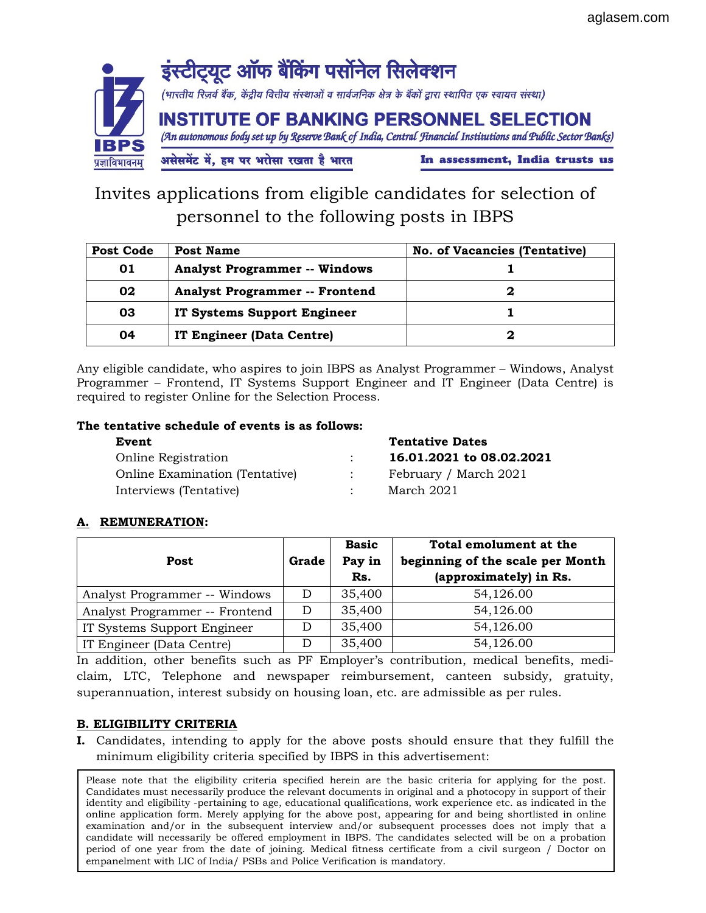# इंस्टीट्यूट ऑफ बैंकिंग पर्सोनेल सिलेक्शन

*(भारतीय रिज़र्व बैंक, केंद्रीय वित्तीय संस्थाओं व सार्वजनिक क्षेत्र के बैंकों द्वारा स्थापित एक स्वायत्त संस्था)*

# INSTITUTE OF BANKING PERSONNEL SELECTION

*(An autonomous body set up by Reserve Bank of India, Central Financial Institutions and Public Sector Banks)*

**असेसमेंट में, हम पर भरोसा रखता है भारत** | **In assessment, India trusts us**

Invites applications from eligible candidates for selection of personnel to the following posts in IBPS

| Post Code | Post Name | No. of Vacancies (Tentative) |
|---|---|---|
| **01** | **Analyst Programmer -- Windows** | **1** |
| **02** | **Analyst Programmer -- Frontend** | **2** |
| **03** | **IT Systems Support Engineer** | **1** |
| **04** | **IT Engineer (Data Centre)** | **2** |

Any eligible candidate, who aspires to join IBPS as Analyst Programmer – Windows, Analyst Programmer – Frontend, IT Systems Support Engineer and IT Engineer (Data Centre) is required to register Online for the Selection Process.

**The tentative schedule of events is as follows:**

| **Event** | | **Tentative Dates** |
|---|---|---|
| Online Registration | : | **16.01.2021 to 08.02.2021** |
| Online Examination (Tentative) | : | February / March 2021 |
| Interviews (Tentative) | : | March 2021 |

## A. REMUNERATION:

| Post | Grade | Basic Pay in Rs. | Total emolument at the beginning of the scale per Month (approximately) in Rs. |
|---|---|---|---|
| Analyst Programmer -- Windows | D | 35,400 | 54,126.00 |
| Analyst Programmer -- Frontend | D | 35,400 | 54,126.00 |
| IT Systems Support Engineer | D | 35,400 | 54,126.00 |
| IT Engineer (Data Centre) | D | 35,400 | 54,126.00 |

In addition, other benefits such as PF Employer's contribution, medical benefits, mediclaim, LTC, Telephone and newspaper reimbursement, canteen subsidy, gratuity, superannuation, interest subsidy on housing loan, etc. are admissible as per rules.

## B. ELIGIBILITY CRITERIA

**I.** Candidates, intending to apply for the above posts should ensure that they fulfill the minimum eligibility criteria specified by IBPS in this advertisement:

> Please note that the eligibility criteria specified herein are the basic criteria for applying for the post. Candidates must necessarily produce the relevant documents in original and a photocopy in support of their identity and eligibility -pertaining to age, educational qualifications, work experience etc. as indicated in the online application form. Merely applying for the above post, appearing for and being shortlisted in online examination and/or in the subsequent interview and/or subsequent processes does not imply that a candidate will necessarily be offered employment in IBPS. The candidates selected will be on a probation period of one year from the date of joining. Medical fitness certificate from a civil surgeon / Doctor on empanelment with LIC of India/ PSBs and Police Verification is mandatory.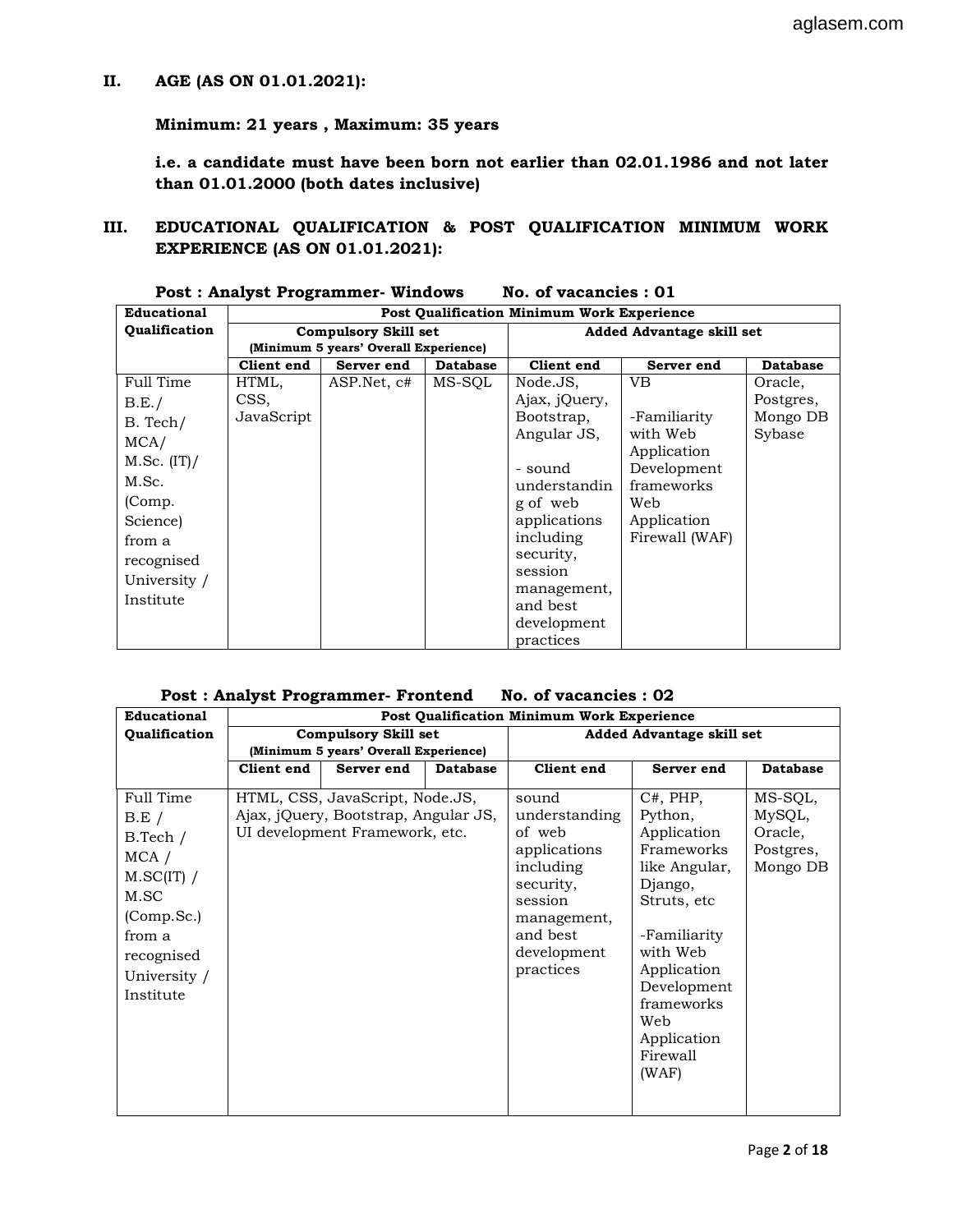## II. AGE (AS ON 01.01.2021):

**Minimum: 21 years , Maximum: 35 years**

**i.e. a candidate must have been born not earlier than 02.01.1986 and not later than 01.01.2000 (both dates inclusive)**

## III. EDUCATIONAL QUALIFICATION & POST QUALIFICATION MINIMUM WORK EXPERIENCE (AS ON 01.01.2021):

**Post : Analyst Programmer- Windows No. of vacancies : 01**

| Educational Qualification | Post Qualification Minimum Work Experience | | | | | |
|---|---|---|---|---|---|---|
| | Compulsory Skill set (Minimum 5 years' Overall Experience) | | | Added Advantage skill set | | |
| | Client end | Server end | Database | Client end | Server end | Database |
| Full Time B.E./ B. Tech/ MCA/ M.Sc. (IT)/ M.Sc. (Comp. Science) from a recognised University / Institute | HTML, CSS, JavaScript | ASP.Net, c# | MS-SQL | Node.JS, Ajax, jQuery, Bootstrap, Angular JS, - sound understanding of web applications including security, session management, and best development practices | VB -Familiarity with Web Application Development frameworks Web Application Firewall (WAF) | Oracle, Postgres, Mongo DB Sybase |

**Post : Analyst Programmer- Frontend No. of vacancies : 02**

| Educational Qualification | Post Qualification Minimum Work Experience | | | | | |
|---|---|---|---|---|---|---|
| | Compulsory Skill set (Minimum 5 years' Overall Experience) | | | Added Advantage skill set | | |
| | Client end | Server end | Database | Client end | Server end | Database |
| Full Time B.E / B.Tech / MCA / M.SC(IT) / M.SC (Comp.Sc.) from a recognised University / Institute | HTML, CSS, JavaScript, Node.JS, Ajax, jQuery, Bootstrap, Angular JS, UI development Framework, etc. | | | sound understanding of web applications including security, session management, and best development practices | C#, PHP, Python, Application Frameworks like Angular, Django, Struts, etc -Familiarity with Web Application Development frameworks Web Application Firewall (WAF) | MS-SQL, MySQL, Oracle, Postgres, Mongo DB |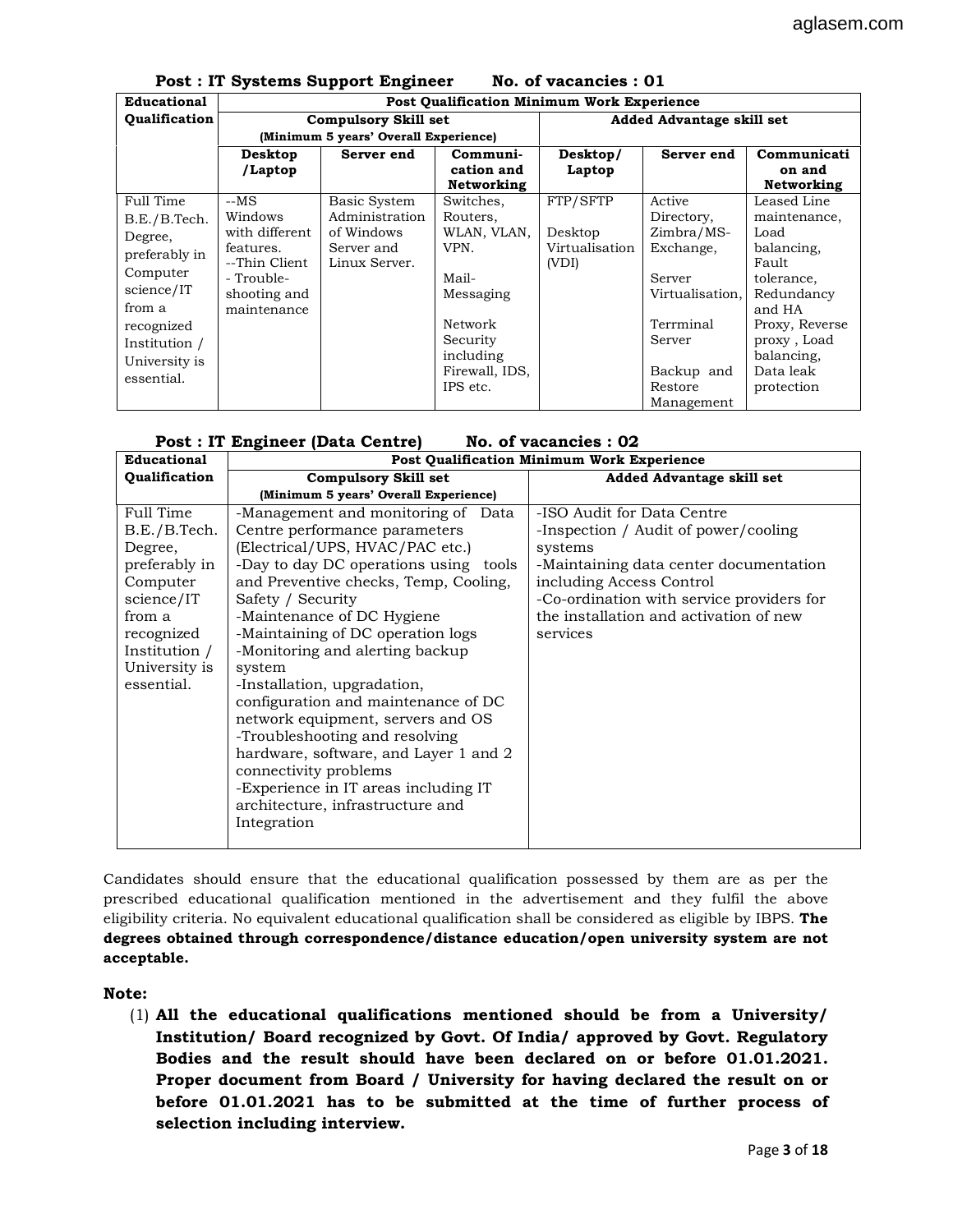**Post : IT Systems Support Engineer No. of vacancies : 01**

| Educational Qualification | Post Qualification Minimum Work Experience | | | | | |
|---|---|---|---|---|---|---|
| | Compulsory Skill set (Minimum 5 years' Overall Experience) | | | Added Advantage skill set | | |
| | Desktop /Laptop | Server end | Communi-cation and Networking | Desktop/ Laptop | Server end | Communication and Networking |
| Full Time B.E./B.Tech. Degree, preferably in Computer science/IT from a recognized Institution / University is essential. | --MS Windows with different features. --Thin Client - Trouble-shooting and maintenance | Basic System Administration of Windows Server and Linux Server. | Switches, Routers, WLAN, VLAN, VPN. Mail-Messaging Network Security including Firewall, IDS, IPS etc. | FTP/SFTP Desktop Virtualisation (VDI) | Active Directory, Zimbra/MS-Exchange, Server Virtualisation, Terrminal Server Backup and Restore Management | Leased Line maintenance, Load balancing, Fault tolerance, Redundancy and HA Proxy, Reverse proxy , Load balancing, Data leak protection |

**Post : IT Engineer (Data Centre) No. of vacancies : 02**

| Educational Qualification | Post Qualification Minimum Work Experience | |
|---|---|---|
| | Compulsory Skill set (Minimum 5 years' Overall Experience) | Added Advantage skill set |
| Full Time B.E./B.Tech. Degree, preferably in Computer science/IT from a recognized Institution / University is essential. | -Management and monitoring of Data Centre performance parameters (Electrical/UPS, HVAC/PAC etc.)<br>-Day to day DC operations using tools and Preventive checks, Temp, Cooling, Safety / Security<br>-Maintenance of DC Hygiene<br>-Maintaining of DC operation logs<br>-Monitoring and alerting backup system<br>-Installation, upgradation, configuration and maintenance of DC network equipment, servers and OS<br>-Troubleshooting and resolving hardware, software, and Layer 1 and 2 connectivity problems<br>-Experience in IT areas including IT architecture, infrastructure and Integration | -ISO Audit for Data Centre<br>-Inspection / Audit of power/cooling systems<br>-Maintaining data center documentation including Access Control<br>-Co-ordination with service providers for the installation and activation of new services |

Candidates should ensure that the educational qualification possessed by them are as per the prescribed educational qualification mentioned in the advertisement and they fulfil the above eligibility criteria. No equivalent educational qualification shall be considered as eligible by IBPS. **The degrees obtained through correspondence/distance education/open university system are not acceptable.**

**Note:**

(1) **All the educational qualifications mentioned should be from a University/ Institution/ Board recognized by Govt. Of India/ approved by Govt. Regulatory Bodies and the result should have been declared on or before 01.01.2021. Proper document from Board / University for having declared the result on or before 01.01.2021 has to be submitted at the time of further process of selection including interview.**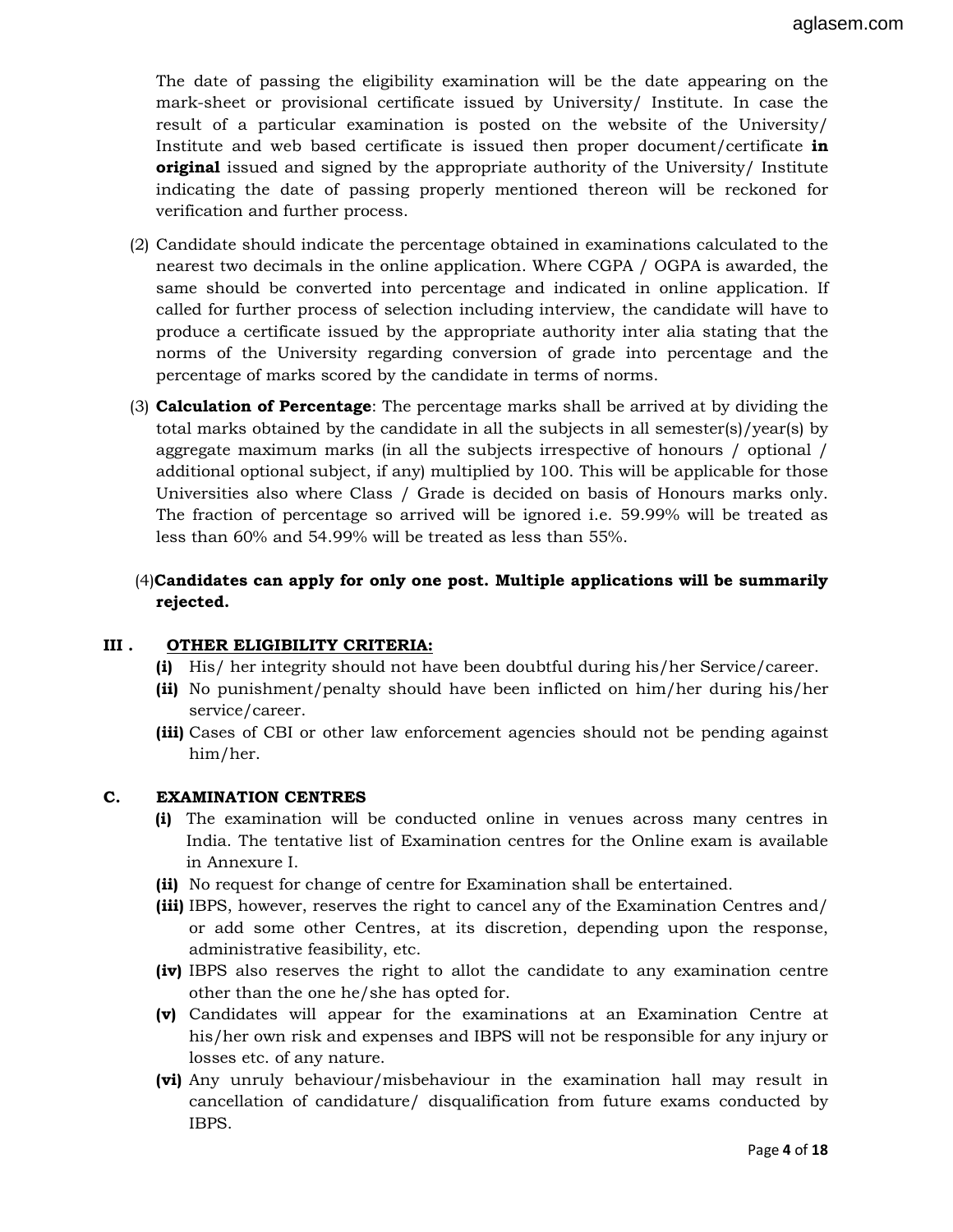The date of passing the eligibility examination will be the date appearing on the mark-sheet or provisional certificate issued by University/ Institute. In case the result of a particular examination is posted on the website of the University/ Institute and web based certificate is issued then proper document/certificate **in original** issued and signed by the appropriate authority of the University/ Institute indicating the date of passing properly mentioned thereon will be reckoned for verification and further process.

(2) Candidate should indicate the percentage obtained in examinations calculated to the nearest two decimals in the online application. Where CGPA / OGPA is awarded, the same should be converted into percentage and indicated in online application. If called for further process of selection including interview, the candidate will have to produce a certificate issued by the appropriate authority inter alia stating that the norms of the University regarding conversion of grade into percentage and the percentage of marks scored by the candidate in terms of norms.

(3) **Calculation of Percentage**: The percentage marks shall be arrived at by dividing the total marks obtained by the candidate in all the subjects in all semester(s)/year(s) by aggregate maximum marks (in all the subjects irrespective of honours / optional / additional optional subject, if any) multiplied by 100. This will be applicable for those Universities also where Class / Grade is decided on basis of Honours marks only. The fraction of percentage so arrived will be ignored i.e. 59.99% will be treated as less than 60% and 54.99% will be treated as less than 55%.

(4) **Candidates can apply for only one post. Multiple applications will be summarily rejected.**

## III . OTHER ELIGIBILITY CRITERIA:

**(i)** His/ her integrity should not have been doubtful during his/her Service/career.
**(ii)** No punishment/penalty should have been inflicted on him/her during his/her service/career.
**(iii)** Cases of CBI or other law enforcement agencies should not be pending against him/her.

## C. EXAMINATION CENTRES

**(i)** The examination will be conducted online in venues across many centres in India. The tentative list of Examination centres for the Online exam is available in Annexure I.
**(ii)** No request for change of centre for Examination shall be entertained.
**(iii)** IBPS, however, reserves the right to cancel any of the Examination Centres and/ or add some other Centres, at its discretion, depending upon the response, administrative feasibility, etc.
**(iv)** IBPS also reserves the right to allot the candidate to any examination centre other than the one he/she has opted for.
**(v)** Candidates will appear for the examinations at an Examination Centre at his/her own risk and expenses and IBPS will not be responsible for any injury or losses etc. of any nature.
**(vi)** Any unruly behaviour/misbehaviour in the examination hall may result in cancellation of candidature/ disqualification from future exams conducted by IBPS.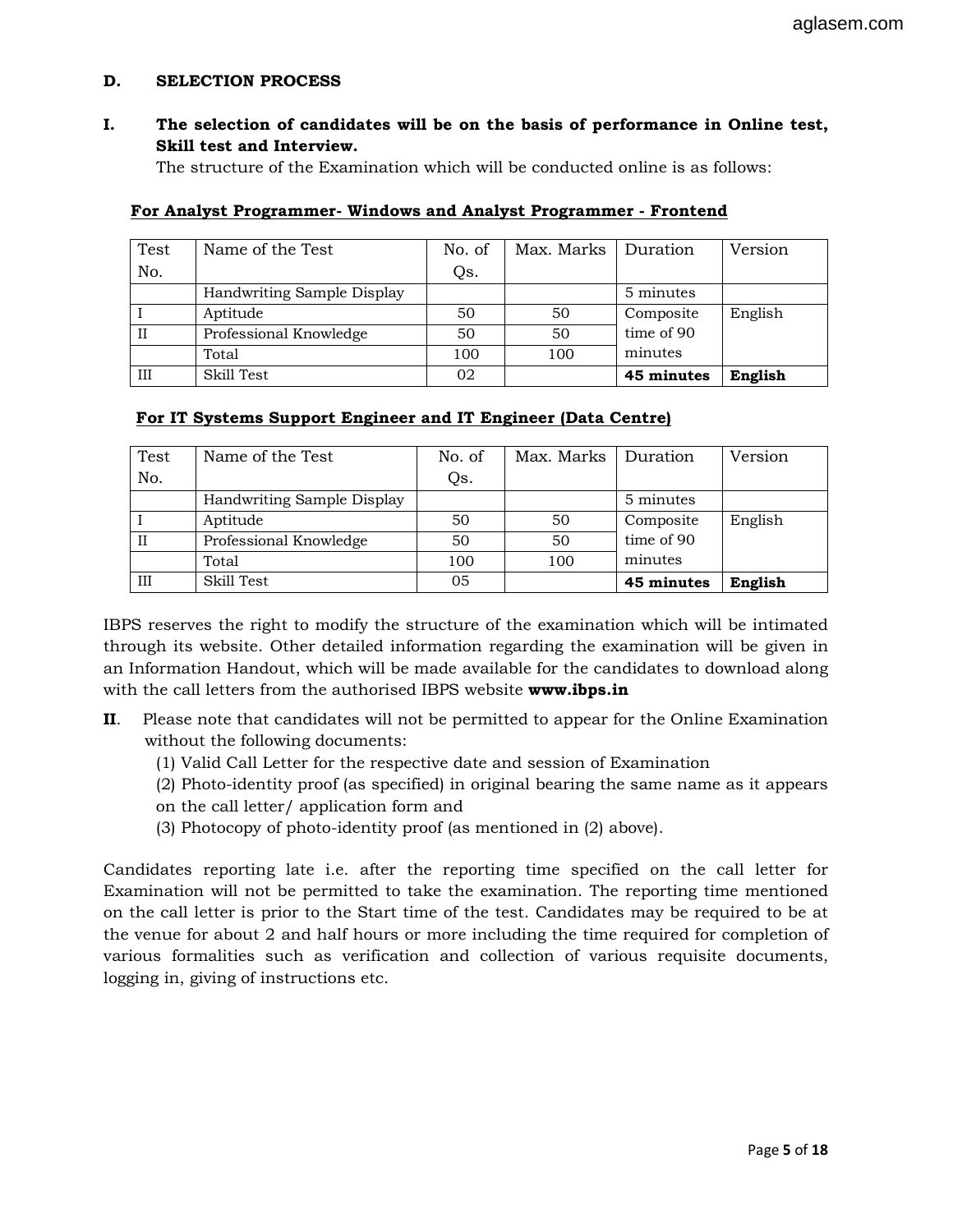**D. SELECTION PROCESS**

**I. The selection of candidates will be on the basis of performance in Online test, Skill test and Interview.**

The structure of the Examination which will be conducted online is as follows:

**For Analyst Programmer- Windows and Analyst Programmer - Frontend**

| Test No. | Name of the Test | No. of Qs. | Max. Marks | Duration | Version |
|---|---|---|---|---|---|
| | Handwriting Sample Display | | | 5 minutes | |
| I | Aptitude | 50 | 50 | Composite time of 90 minutes | English |
| II | Professional Knowledge | 50 | 50 | | |
| | Total | 100 | 100 | | |
| III | Skill Test | 02 | | **45 minutes** | **English** |

**For IT Systems Support Engineer and IT Engineer (Data Centre)**

| Test No. | Name of the Test | No. of Qs. | Max. Marks | Duration | Version |
|---|---|---|---|---|---|
| | Handwriting Sample Display | | | 5 minutes | |
| I | Aptitude | 50 | 50 | Composite time of 90 minutes | English |
| II | Professional Knowledge | 50 | 50 | | |
| | Total | 100 | 100 | | |
| III | Skill Test | 05 | | **45 minutes** | **English** |

IBPS reserves the right to modify the structure of the examination which will be intimated through its website. Other detailed information regarding the examination will be given in an Information Handout, which will be made available for the candidates to download along with the call letters from the authorised IBPS website **www.ibps.in**

**II**. Please note that candidates will not be permitted to appear for the Online Examination without the following documents:

(1) Valid Call Letter for the respective date and session of Examination

(2) Photo-identity proof (as specified) in original bearing the same name as it appears on the call letter/ application form and

(3) Photocopy of photo-identity proof (as mentioned in (2) above).

Candidates reporting late i.e. after the reporting time specified on the call letter for Examination will not be permitted to take the examination. The reporting time mentioned on the call letter is prior to the Start time of the test. Candidates may be required to be at the venue for about 2 and half hours or more including the time required for completion of various formalities such as verification and collection of various requisite documents, logging in, giving of instructions etc.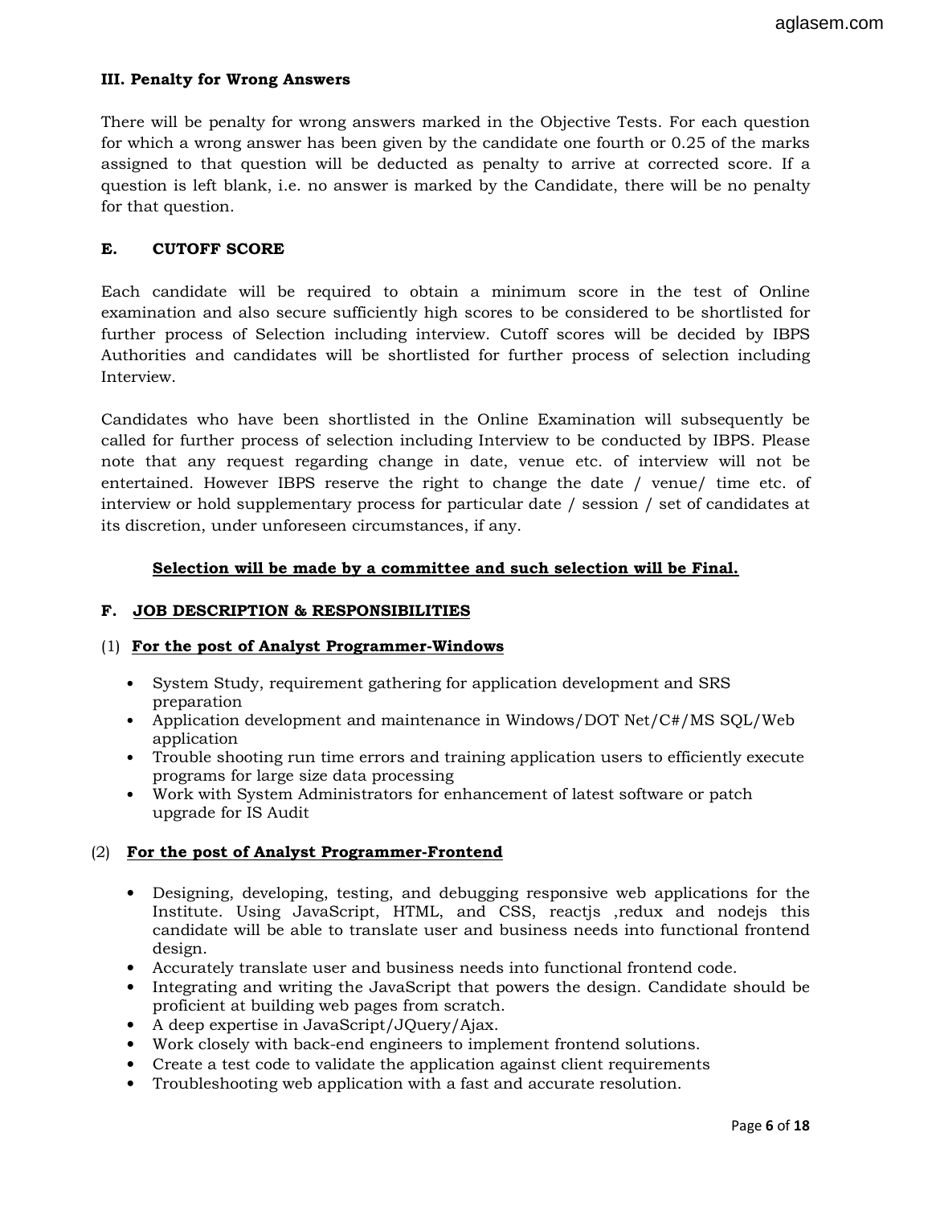### III. Penalty for Wrong Answers

There will be penalty for wrong answers marked in the Objective Tests. For each question for which a wrong answer has been given by the candidate one fourth or 0.25 of the marks assigned to that question will be deducted as penalty to arrive at corrected score. If a question is left blank, i.e. no answer is marked by the Candidate, there will be no penalty for that question.

## E. CUTOFF SCORE

Each candidate will be required to obtain a minimum score in the test of Online examination and also secure sufficiently high scores to be considered to be shortlisted for further process of Selection including interview. Cutoff scores will be decided by IBPS Authorities and candidates will be shortlisted for further process of selection including Interview.

Candidates who have been shortlisted in the Online Examination will subsequently be called for further process of selection including Interview to be conducted by IBPS. Please note that any request regarding change in date, venue etc. of interview will not be entertained. However IBPS reserve the right to change the date / venue/ time etc. of interview or hold supplementary process for particular date / session / set of candidates at its discretion, under unforeseen circumstances, if any.

**<u>Selection will be made by a committee and such selection will be Final.</u>**

## F. <u>JOB DESCRIPTION & RESPONSIBILITIES</u>

(1) **<u>For the post of Analyst Programmer-Windows</u>**

- System Study, requirement gathering for application development and SRS preparation
- Application development and maintenance in Windows/DOT Net/C#/MS SQL/Web application
- Trouble shooting run time errors and training application users to efficiently execute programs for large size data processing
- Work with System Administrators for enhancement of latest software or patch upgrade for IS Audit

(2) **<u>For the post of Analyst Programmer-Frontend</u>**

- Designing, developing, testing, and debugging responsive web applications for the Institute. Using JavaScript, HTML, and CSS, reactjs ,redux and nodejs this candidate will be able to translate user and business needs into functional frontend design.
- Accurately translate user and business needs into functional frontend code.
- Integrating and writing the JavaScript that powers the design. Candidate should be proficient at building web pages from scratch.
- A deep expertise in JavaScript/JQuery/Ajax.
- Work closely with back-end engineers to implement frontend solutions.
- Create a test code to validate the application against client requirements
- Troubleshooting web application with a fast and accurate resolution.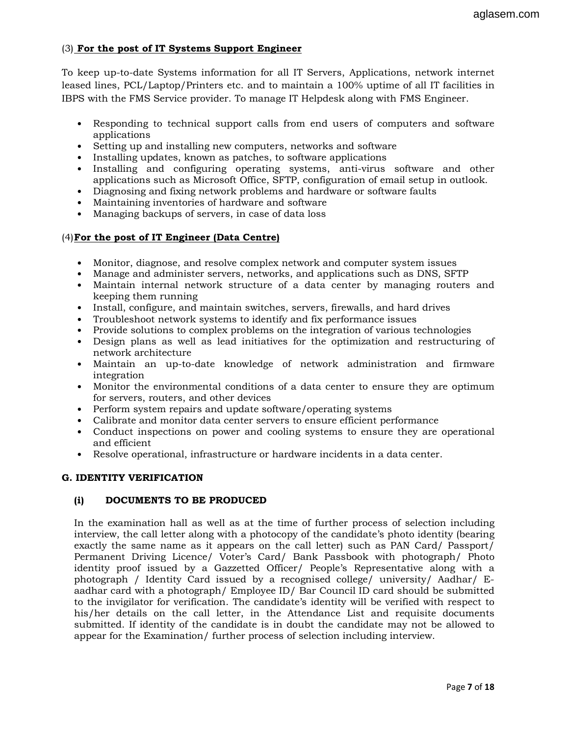(3) **For the post of IT Systems Support Engineer**

To keep up-to-date Systems information for all IT Servers, Applications, network internet leased lines, PCL/Laptop/Printers etc. and to maintain a 100% uptime of all IT facilities in IBPS with the FMS Service provider. To manage IT Helpdesk along with FMS Engineer.

- Responding to technical support calls from end users of computers and software applications
- Setting up and installing new computers, networks and software
- Installing updates, known as patches, to software applications
- Installing and configuring operating systems, anti-virus software and other applications such as Microsoft Office, SFTP, configuration of email setup in outlook.
- Diagnosing and fixing network problems and hardware or software faults
- Maintaining inventories of hardware and software
- Managing backups of servers, in case of data loss

(4) **For the post of IT Engineer (Data Centre)**

- Monitor, diagnose, and resolve complex network and computer system issues
- Manage and administer servers, networks, and applications such as DNS, SFTP
- Maintain internal network structure of a data center by managing routers and keeping them running
- Install, configure, and maintain switches, servers, firewalls, and hard drives
- Troubleshoot network systems to identify and fix performance issues
- Provide solutions to complex problems on the integration of various technologies
- Design plans as well as lead initiatives for the optimization and restructuring of network architecture
- Maintain an up-to-date knowledge of network administration and firmware integration
- Monitor the environmental conditions of a data center to ensure they are optimum for servers, routers, and other devices
- Perform system repairs and update software/operating systems
- Calibrate and monitor data center servers to ensure efficient performance
- Conduct inspections on power and cooling systems to ensure they are operational and efficient
- Resolve operational, infrastructure or hardware incidents in a data center.

## G. IDENTITY VERIFICATION

### (i) DOCUMENTS TO BE PRODUCED

In the examination hall as well as at the time of further process of selection including interview, the call letter along with a photocopy of the candidate's photo identity (bearing exactly the same name as it appears on the call letter) such as PAN Card/ Passport/ Permanent Driving Licence/ Voter's Card/ Bank Passbook with photograph/ Photo identity proof issued by a Gazzetted Officer/ People's Representative along with a photograph / Identity Card issued by a recognised college/ university/ Aadhar/ E-aadhar card with a photograph/ Employee ID/ Bar Council ID card should be submitted to the invigilator for verification. The candidate's identity will be verified with respect to his/her details on the call letter, in the Attendance List and requisite documents submitted. If identity of the candidate is in doubt the candidate may not be allowed to appear for the Examination/ further process of selection including interview.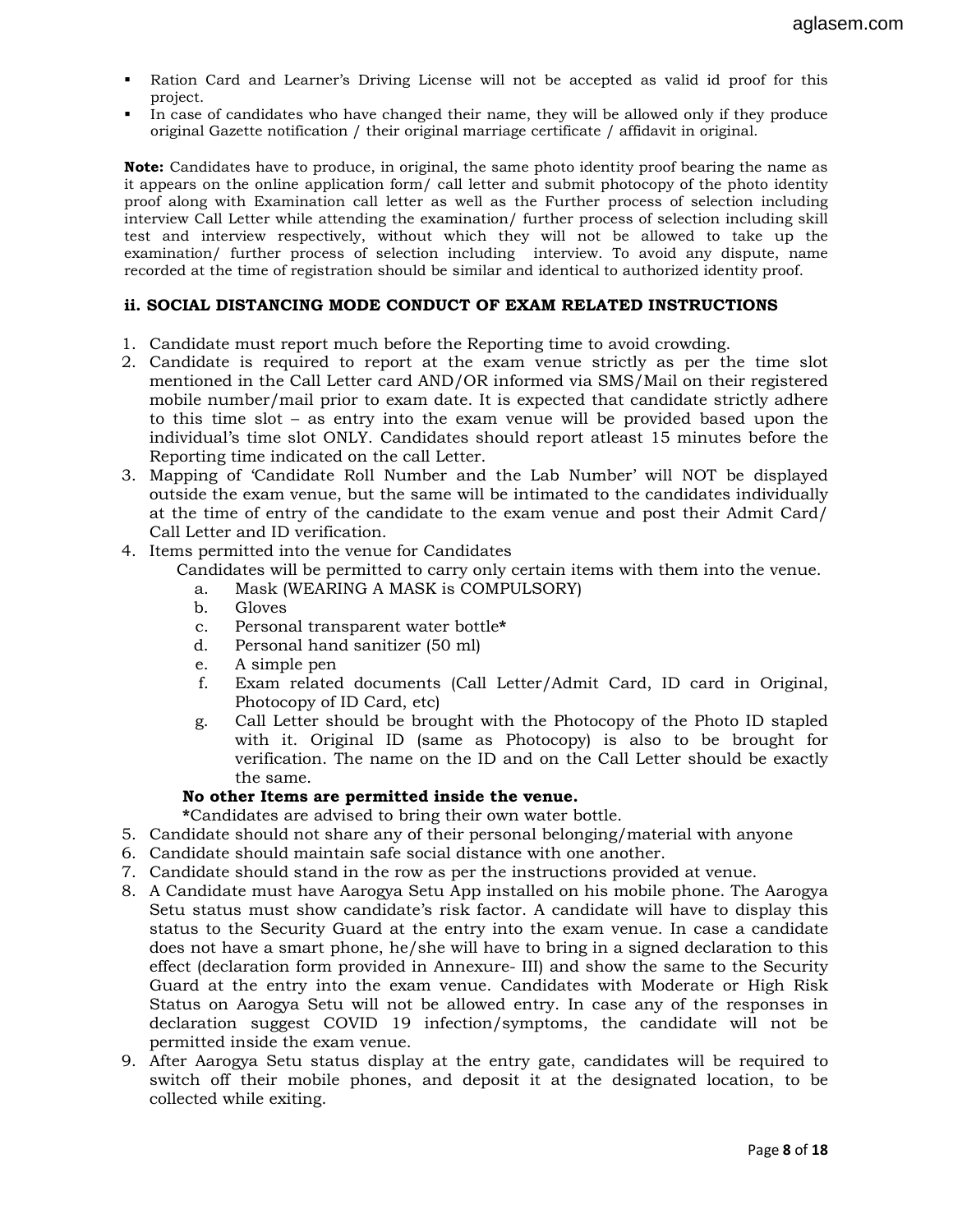- Ration Card and Learner's Driving License will not be accepted as valid id proof for this project.
- In case of candidates who have changed their name, they will be allowed only if they produce original Gazette notification / their original marriage certificate / affidavit in original.

**Note:** Candidates have to produce, in original, the same photo identity proof bearing the name as it appears on the online application form/ call letter and submit photocopy of the photo identity proof along with Examination call letter as well as the Further process of selection including interview Call Letter while attending the examination/ further process of selection including skill test and interview respectively, without which they will not be allowed to take up the examination/ further process of selection including interview. To avoid any dispute, name recorded at the time of registration should be similar and identical to authorized identity proof.

### ii. SOCIAL DISTANCING MODE CONDUCT OF EXAM RELATED INSTRUCTIONS

1. Candidate must report much before the Reporting time to avoid crowding.
2. Candidate is required to report at the exam venue strictly as per the time slot mentioned in the Call Letter card AND/OR informed via SMS/Mail on their registered mobile number/mail prior to exam date. It is expected that candidate strictly adhere to this time slot – as entry into the exam venue will be provided based upon the individual's time slot ONLY. Candidates should report atleast 15 minutes before the Reporting time indicated on the call Letter.
3. Mapping of 'Candidate Roll Number and the Lab Number' will NOT be displayed outside the exam venue, but the same will be intimated to the candidates individually at the time of entry of the candidate to the exam venue and post their Admit Card/ Call Letter and ID verification.
4. Items permitted into the venue for Candidates

   Candidates will be permitted to carry only certain items with them into the venue.

   a. Mask (WEARING A MASK is COMPULSORY)
   b. Gloves
   c. Personal transparent water bottle**\***
   d. Personal hand sanitizer (50 ml)
   e. A simple pen
   f. Exam related documents (Call Letter/Admit Card, ID card in Original, Photocopy of ID Card, etc)
   g. Call Letter should be brought with the Photocopy of the Photo ID stapled with it. Original ID (same as Photocopy) is also to be brought for verification. The name on the ID and on the Call Letter should be exactly the same.

   **No other Items are permitted inside the venue.**

   **\***Candidates are advised to bring their own water bottle.
5. Candidate should not share any of their personal belonging/material with anyone
6. Candidate should maintain safe social distance with one another.
7. Candidate should stand in the row as per the instructions provided at venue.
8. A Candidate must have Aarogya Setu App installed on his mobile phone. The Aarogya Setu status must show candidate's risk factor. A candidate will have to display this status to the Security Guard at the entry into the exam venue. In case a candidate does not have a smart phone, he/she will have to bring in a signed declaration to this effect (declaration form provided in Annexure- III) and show the same to the Security Guard at the entry into the exam venue. Candidates with Moderate or High Risk Status on Aarogya Setu will not be allowed entry. In case any of the responses in declaration suggest COVID 19 infection/symptoms, the candidate will not be permitted inside the exam venue.
9. After Aarogya Setu status display at the entry gate, candidates will be required to switch off their mobile phones, and deposit it at the designated location, to be collected while exiting.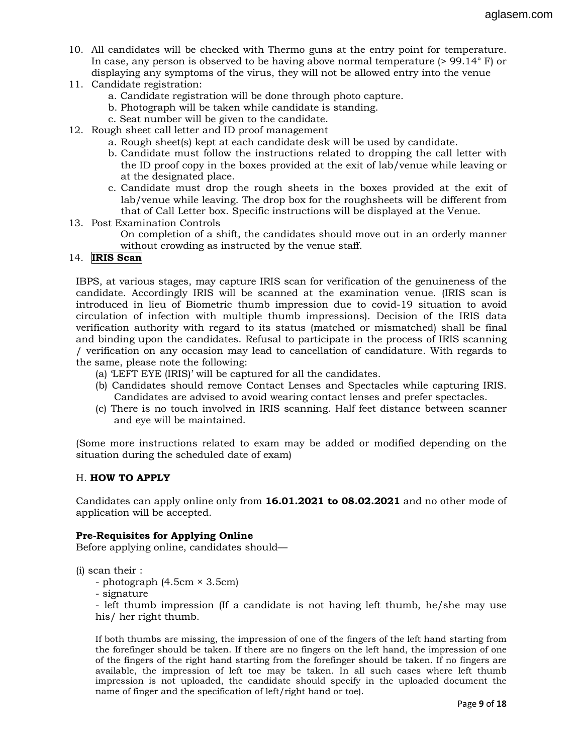10. All candidates will be checked with Thermo guns at the entry point for temperature. In case, any person is observed to be having above normal temperature (> 99.14° F) or displaying any symptoms of the virus, they will not be allowed entry into the venue
11. Candidate registration:
    a. Candidate registration will be done through photo capture.
    b. Photograph will be taken while candidate is standing.
    c. Seat number will be given to the candidate.
12. Rough sheet call letter and ID proof management
    a. Rough sheet(s) kept at each candidate desk will be used by candidate.
    b. Candidate must follow the instructions related to dropping the call letter with the ID proof copy in the boxes provided at the exit of lab/venue while leaving or at the designated place.
    c. Candidate must drop the rough sheets in the boxes provided at the exit of lab/venue while leaving. The drop box for the roughsheets will be different from that of Call Letter box. Specific instructions will be displayed at the Venue.
13. Post Examination Controls

    On completion of a shift, the candidates should move out in an orderly manner without crowding as instructed by the venue staff.
14. **IRIS Scan**

IBPS, at various stages, may capture IRIS scan for verification of the genuineness of the candidate. Accordingly IRIS will be scanned at the examination venue. (IRIS scan is introduced in lieu of Biometric thumb impression due to covid-19 situation to avoid circulation of infection with multiple thumb impressions). Decision of the IRIS data verification authority with regard to its status (matched or mismatched) shall be final and binding upon the candidates. Refusal to participate in the process of IRIS scanning / verification on any occasion may lead to cancellation of candidature. With regards to the same, please note the following:

(a) 'LEFT EYE (IRIS)' will be captured for all the candidates.

(b) Candidates should remove Contact Lenses and Spectacles while capturing IRIS. Candidates are advised to avoid wearing contact lenses and prefer spectacles.

(c) There is no touch involved in IRIS scanning. Half feet distance between scanner and eye will be maintained.

(Some more instructions related to exam may be added or modified depending on the situation during the scheduled date of exam)

## H. **HOW TO APPLY**

Candidates can apply online only from **16.01.2021 to 08.02.2021** and no other mode of application will be accepted.

**Pre-Requisites for Applying Online**

Before applying online, candidates should—

(i) scan their :

- photograph (4.5cm × 3.5cm)
- signature
- left thumb impression (If a candidate is not having left thumb, he/she may use his/ her right thumb.

If both thumbs are missing, the impression of one of the fingers of the left hand starting from the forefinger should be taken. If there are no fingers on the left hand, the impression of one of the fingers of the right hand starting from the forefinger should be taken. If no fingers are available, the impression of left toe may be taken. In all such cases where left thumb impression is not uploaded, the candidate should specify in the uploaded document the name of finger and the specification of left/right hand or toe).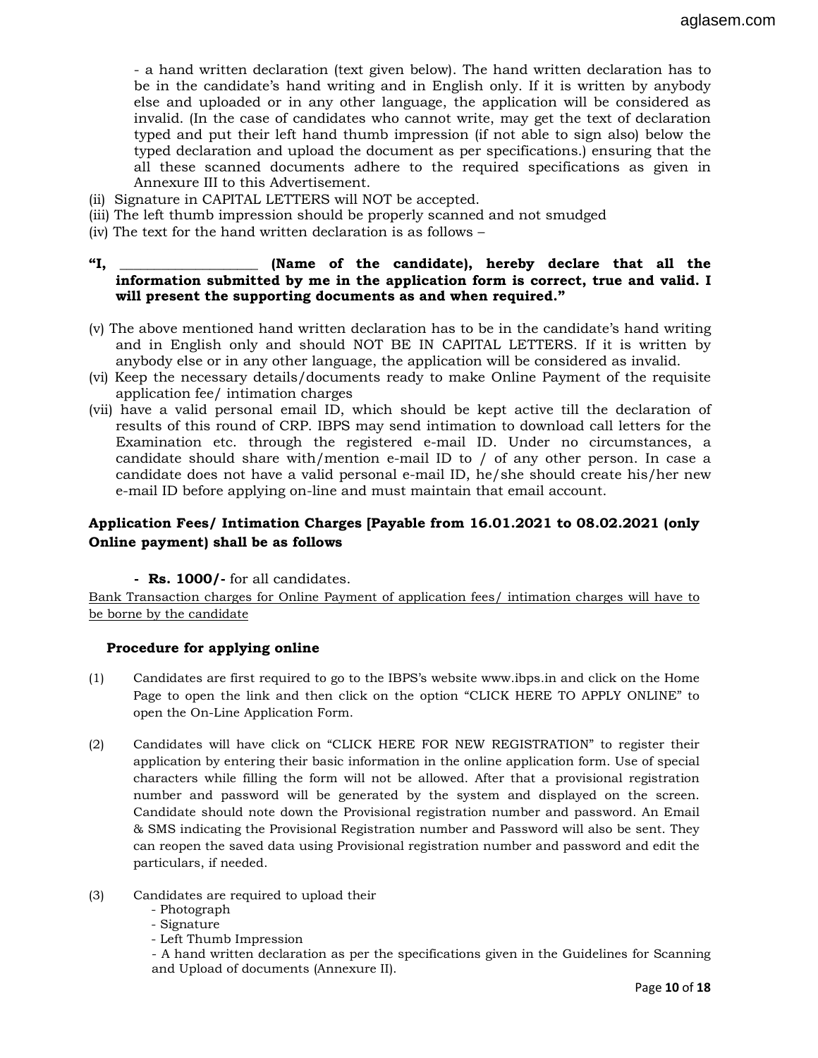- a hand written declaration (text given below). The hand written declaration has to be in the candidate's hand writing and in English only. If it is written by anybody else and uploaded or in any other language, the application will be considered as invalid. (In the case of candidates who cannot write, may get the text of declaration typed and put their left hand thumb impression (if not able to sign also) below the typed declaration and upload the document as per specifications.) ensuring that the all these scanned documents adhere to the required specifications as given in Annexure III to this Advertisement.

(ii) Signature in CAPITAL LETTERS will NOT be accepted.

(iii) The left thumb impression should be properly scanned and not smudged

(iv) The text for the hand written declaration is as follows –

**"I, ___________________ (Name of the candidate), hereby declare that all the information submitted by me in the application form is correct, true and valid. I will present the supporting documents as and when required."**

(v) The above mentioned hand written declaration has to be in the candidate's hand writing and in English only and should NOT BE IN CAPITAL LETTERS. If it is written by anybody else or in any other language, the application will be considered as invalid.

(vi) Keep the necessary details/documents ready to make Online Payment of the requisite application fee/ intimation charges

(vii) have a valid personal email ID, which should be kept active till the declaration of results of this round of CRP. IBPS may send intimation to download call letters for the Examination etc. through the registered e-mail ID. Under no circumstances, a candidate should share with/mention e-mail ID to / of any other person. In case a candidate does not have a valid personal e-mail ID, he/she should create his/her new e-mail ID before applying on-line and must maintain that email account.

### Application Fees/ Intimation Charges [Payable from 16.01.2021 to 08.02.2021 (only Online payment) shall be as follows

- **Rs. 1000/-** for all candidates.

Bank Transaction charges for Online Payment of application fees/ intimation charges will have to be borne by the candidate

### Procedure for applying online

(1) Candidates are first required to go to the IBPS's website www.ibps.in and click on the Home Page to open the link and then click on the option "CLICK HERE TO APPLY ONLINE" to open the On-Line Application Form.

(2) Candidates will have click on "CLICK HERE FOR NEW REGISTRATION" to register their application by entering their basic information in the online application form. Use of special characters while filling the form will not be allowed. After that a provisional registration number and password will be generated by the system and displayed on the screen. Candidate should note down the Provisional registration number and password. An Email & SMS indicating the Provisional Registration number and Password will also be sent. They can reopen the saved data using Provisional registration number and password and edit the particulars, if needed.

(3) Candidates are required to upload their

- Photograph
- Signature
- Left Thumb Impression
- A hand written declaration as per the specifications given in the Guidelines for Scanning and Upload of documents (Annexure II).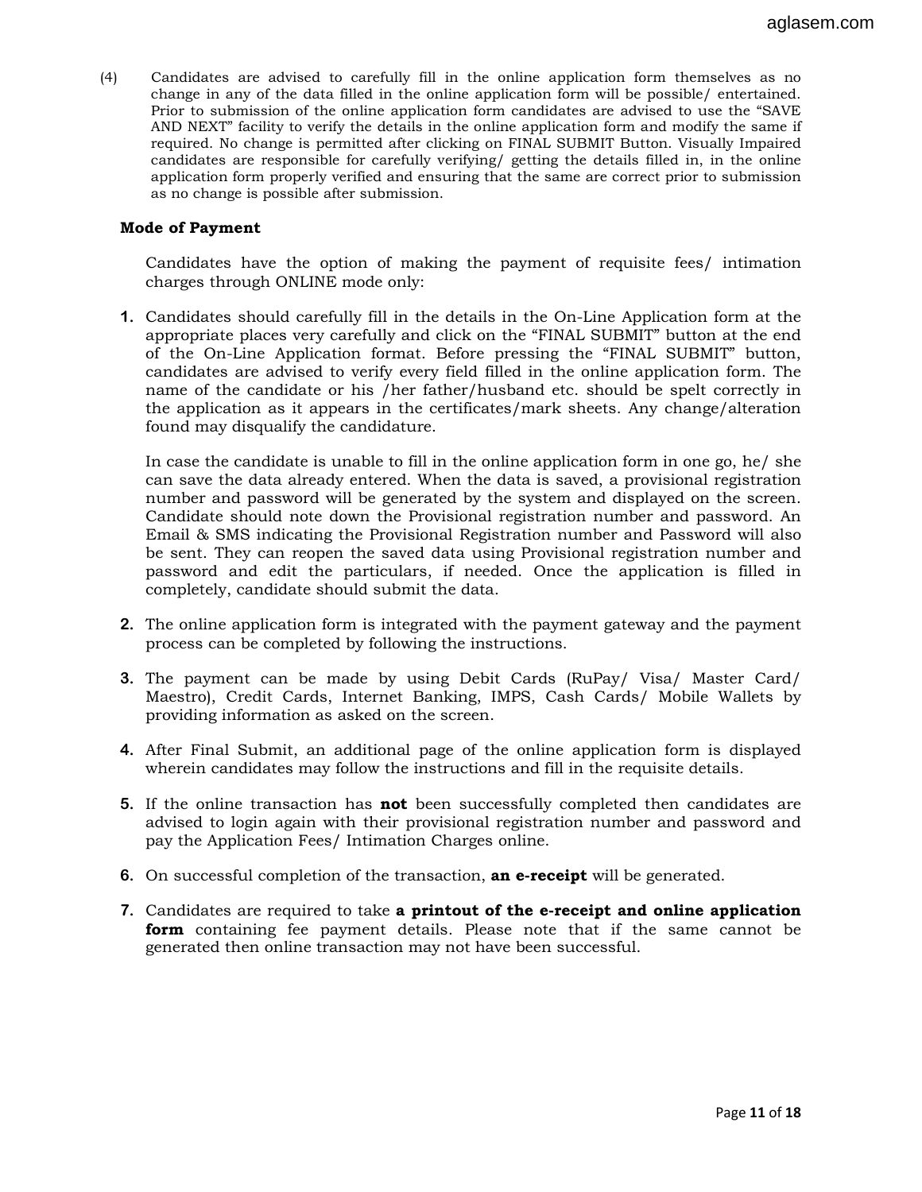(4) Candidates are advised to carefully fill in the online application form themselves as no change in any of the data filled in the online application form will be possible/ entertained. Prior to submission of the online application form candidates are advised to use the "SAVE AND NEXT" facility to verify the details in the online application form and modify the same if required. No change is permitted after clicking on FINAL SUBMIT Button. Visually Impaired candidates are responsible for carefully verifying/ getting the details filled in, in the online application form properly verified and ensuring that the same are correct prior to submission as no change is possible after submission.

**Mode of Payment**

Candidates have the option of making the payment of requisite fees/ intimation charges through ONLINE mode only:

1. Candidates should carefully fill in the details in the On-Line Application form at the appropriate places very carefully and click on the "FINAL SUBMIT" button at the end of the On-Line Application format. Before pressing the "FINAL SUBMIT" button, candidates are advised to verify every field filled in the online application form. The name of the candidate or his /her father/husband etc. should be spelt correctly in the application as it appears in the certificates/mark sheets. Any change/alteration found may disqualify the candidature.

   In case the candidate is unable to fill in the online application form in one go, he/ she can save the data already entered. When the data is saved, a provisional registration number and password will be generated by the system and displayed on the screen. Candidate should note down the Provisional registration number and password. An Email & SMS indicating the Provisional Registration number and Password will also be sent. They can reopen the saved data using Provisional registration number and password and edit the particulars, if needed. Once the application is filled in completely, candidate should submit the data.

2. The online application form is integrated with the payment gateway and the payment process can be completed by following the instructions.

3. The payment can be made by using Debit Cards (RuPay/ Visa/ Master Card/ Maestro), Credit Cards, Internet Banking, IMPS, Cash Cards/ Mobile Wallets by providing information as asked on the screen.

4. After Final Submit, an additional page of the online application form is displayed wherein candidates may follow the instructions and fill in the requisite details.

5. If the online transaction has **not** been successfully completed then candidates are advised to login again with their provisional registration number and password and pay the Application Fees/ Intimation Charges online.

6. On successful completion of the transaction, **an e-receipt** will be generated.

7. Candidates are required to take **a printout of the e-receipt and online application form** containing fee payment details. Please note that if the same cannot be generated then online transaction may not have been successful.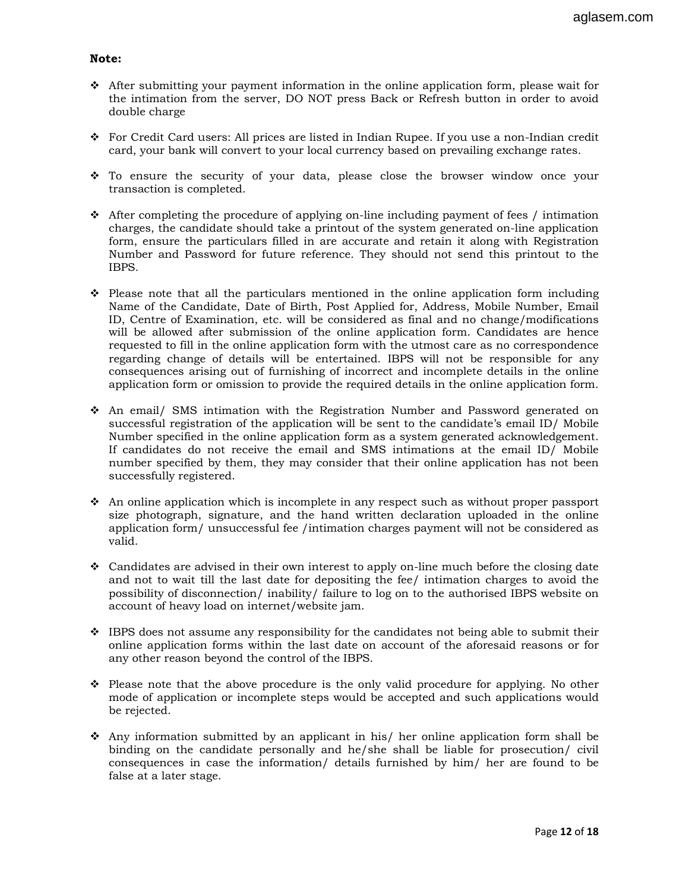**Note:**

- After submitting your payment information in the online application form, please wait for the intimation from the server, DO NOT press Back or Refresh button in order to avoid double charge

- For Credit Card users: All prices are listed in Indian Rupee. If you use a non-Indian credit card, your bank will convert to your local currency based on prevailing exchange rates.

- To ensure the security of your data, please close the browser window once your transaction is completed.

- After completing the procedure of applying on-line including payment of fees / intimation charges, the candidate should take a printout of the system generated on-line application form, ensure the particulars filled in are accurate and retain it along with Registration Number and Password for future reference. They should not send this printout to the IBPS.

- Please note that all the particulars mentioned in the online application form including Name of the Candidate, Date of Birth, Post Applied for, Address, Mobile Number, Email ID, Centre of Examination, etc. will be considered as final and no change/modifications will be allowed after submission of the online application form. Candidates are hence requested to fill in the online application form with the utmost care as no correspondence regarding change of details will be entertained. IBPS will not be responsible for any consequences arising out of furnishing of incorrect and incomplete details in the online application form or omission to provide the required details in the online application form.

- An email/ SMS intimation with the Registration Number and Password generated on successful registration of the application will be sent to the candidate's email ID/ Mobile Number specified in the online application form as a system generated acknowledgement. If candidates do not receive the email and SMS intimations at the email ID/ Mobile number specified by them, they may consider that their online application has not been successfully registered.

- An online application which is incomplete in any respect such as without proper passport size photograph, signature, and the hand written declaration uploaded in the online application form/ unsuccessful fee /intimation charges payment will not be considered as valid.

- Candidates are advised in their own interest to apply on-line much before the closing date and not to wait till the last date for depositing the fee/ intimation charges to avoid the possibility of disconnection/ inability/ failure to log on to the authorised IBPS website on account of heavy load on internet/website jam.

- IBPS does not assume any responsibility for the candidates not being able to submit their online application forms within the last date on account of the aforesaid reasons or for any other reason beyond the control of the IBPS.

- Please note that the above procedure is the only valid procedure for applying. No other mode of application or incomplete steps would be accepted and such applications would be rejected.

- Any information submitted by an applicant in his/ her online application form shall be binding on the candidate personally and he/she shall be liable for prosecution/ civil consequences in case the information/ details furnished by him/ her are found to be false at a later stage.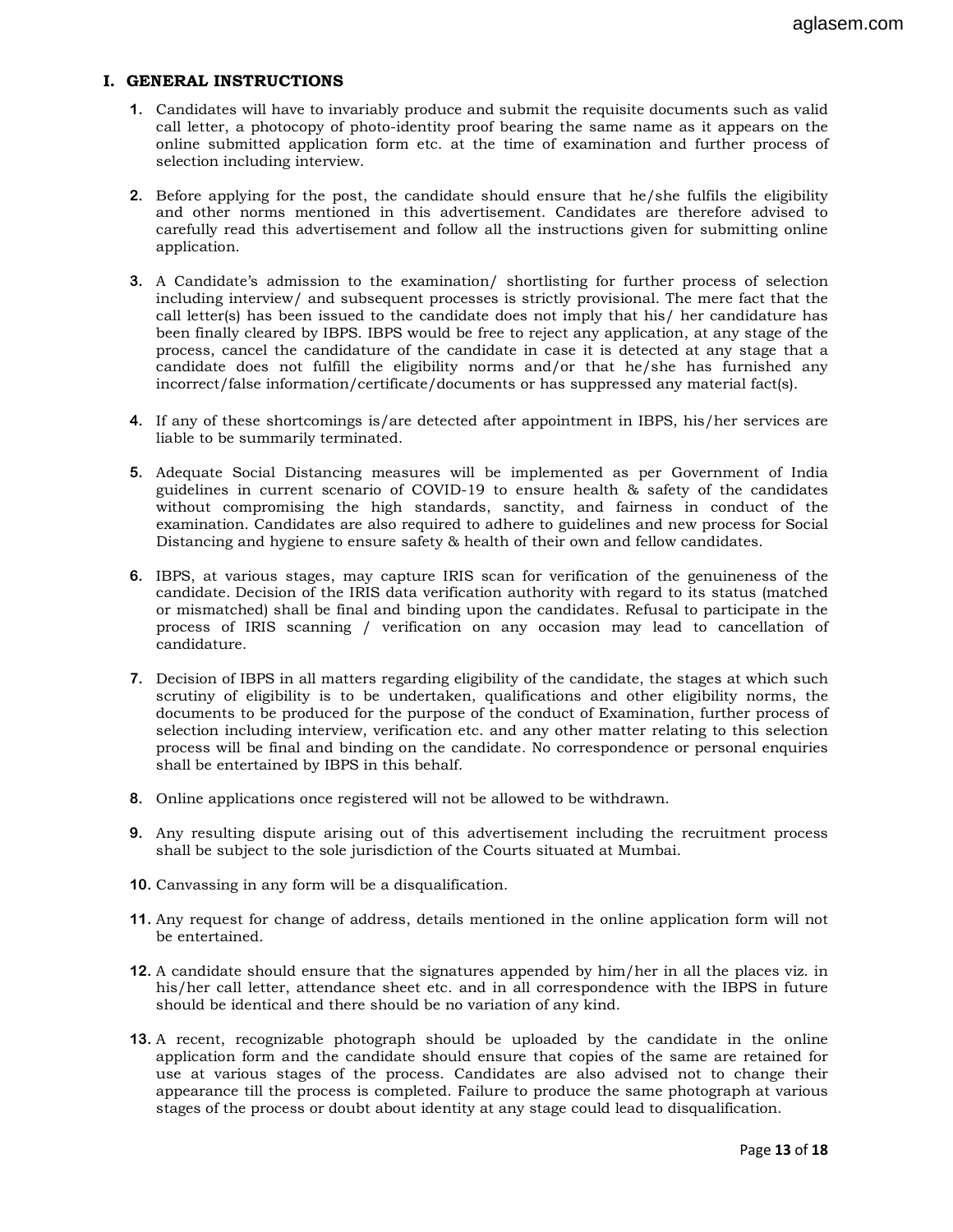## I. GENERAL INSTRUCTIONS

1. Candidates will have to invariably produce and submit the requisite documents such as valid call letter, a photocopy of photo-identity proof bearing the same name as it appears on the online submitted application form etc. at the time of examination and further process of selection including interview.

2. Before applying for the post, the candidate should ensure that he/she fulfils the eligibility and other norms mentioned in this advertisement. Candidates are therefore advised to carefully read this advertisement and follow all the instructions given for submitting online application.

3. A Candidate's admission to the examination/ shortlisting for further process of selection including interview/ and subsequent processes is strictly provisional. The mere fact that the call letter(s) has been issued to the candidate does not imply that his/ her candidature has been finally cleared by IBPS. IBPS would be free to reject any application, at any stage of the process, cancel the candidature of the candidate in case it is detected at any stage that a candidate does not fulfill the eligibility norms and/or that he/she has furnished any incorrect/false information/certificate/documents or has suppressed any material fact(s).

4. If any of these shortcomings is/are detected after appointment in IBPS, his/her services are liable to be summarily terminated.

5. Adequate Social Distancing measures will be implemented as per Government of India guidelines in current scenario of COVID-19 to ensure health & safety of the candidates without compromising the high standards, sanctity, and fairness in conduct of the examination. Candidates are also required to adhere to guidelines and new process for Social Distancing and hygiene to ensure safety & health of their own and fellow candidates.

6. IBPS, at various stages, may capture IRIS scan for verification of the genuineness of the candidate. Decision of the IRIS data verification authority with regard to its status (matched or mismatched) shall be final and binding upon the candidates. Refusal to participate in the process of IRIS scanning / verification on any occasion may lead to cancellation of candidature.

7. Decision of IBPS in all matters regarding eligibility of the candidate, the stages at which such scrutiny of eligibility is to be undertaken, qualifications and other eligibility norms, the documents to be produced for the purpose of the conduct of Examination, further process of selection including interview, verification etc. and any other matter relating to this selection process will be final and binding on the candidate. No correspondence or personal enquiries shall be entertained by IBPS in this behalf.

8. Online applications once registered will not be allowed to be withdrawn.

9. Any resulting dispute arising out of this advertisement including the recruitment process shall be subject to the sole jurisdiction of the Courts situated at Mumbai.

10. Canvassing in any form will be a disqualification.

11. Any request for change of address, details mentioned in the online application form will not be entertained.

12. A candidate should ensure that the signatures appended by him/her in all the places viz. in his/her call letter, attendance sheet etc. and in all correspondence with the IBPS in future should be identical and there should be no variation of any kind.

13. A recent, recognizable photograph should be uploaded by the candidate in the online application form and the candidate should ensure that copies of the same are retained for use at various stages of the process. Candidates are also advised not to change their appearance till the process is completed. Failure to produce the same photograph at various stages of the process or doubt about identity at any stage could lead to disqualification.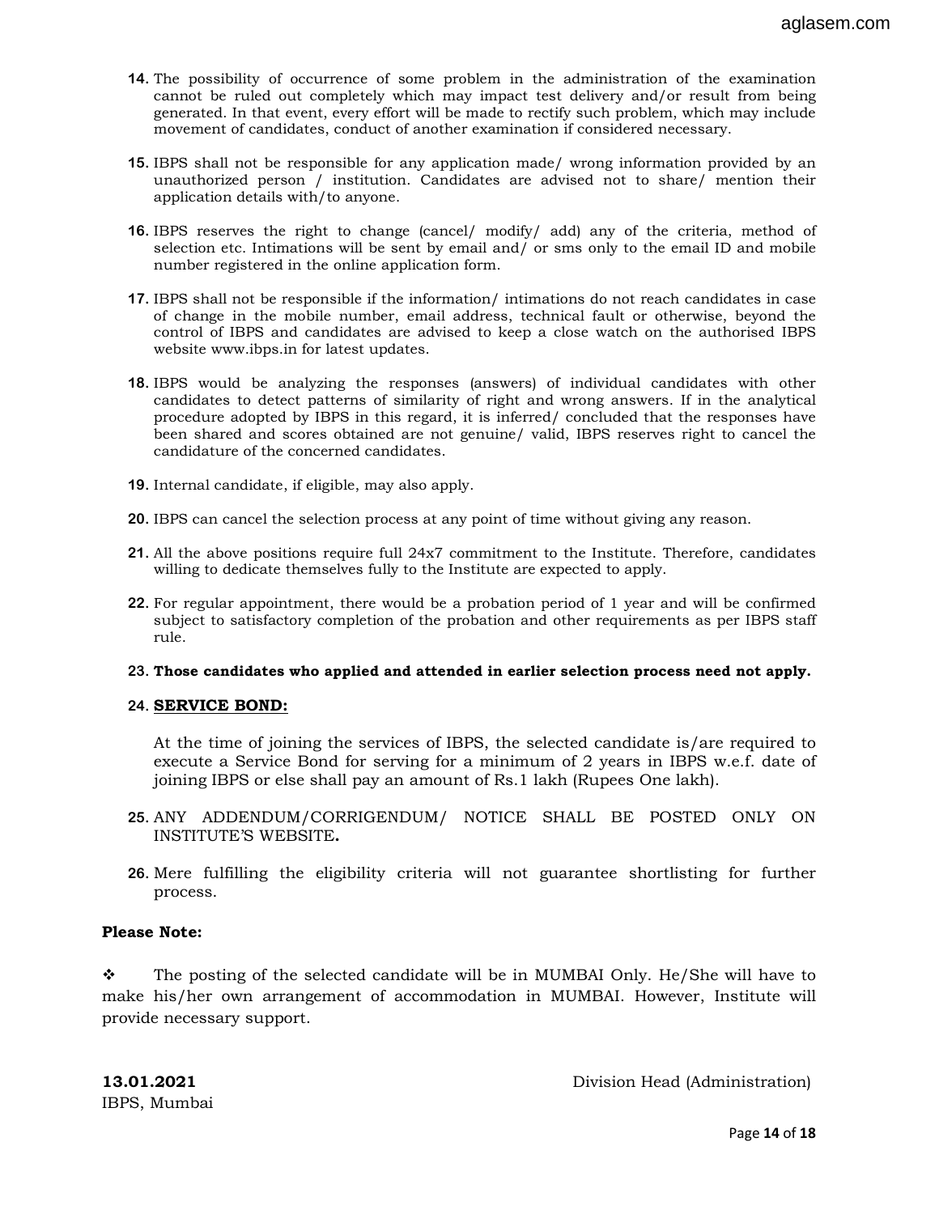14. The possibility of occurrence of some problem in the administration of the examination cannot be ruled out completely which may impact test delivery and/or result from being generated. In that event, every effort will be made to rectify such problem, which may include movement of candidates, conduct of another examination if considered necessary.

15. IBPS shall not be responsible for any application made/ wrong information provided by an unauthorized person / institution. Candidates are advised not to share/ mention their application details with/to anyone.

16. IBPS reserves the right to change (cancel/ modify/ add) any of the criteria, method of selection etc. Intimations will be sent by email and/ or sms only to the email ID and mobile number registered in the online application form.

17. IBPS shall not be responsible if the information/ intimations do not reach candidates in case of change in the mobile number, email address, technical fault or otherwise, beyond the control of IBPS and candidates are advised to keep a close watch on the authorised IBPS website www.ibps.in for latest updates.

18. IBPS would be analyzing the responses (answers) of individual candidates with other candidates to detect patterns of similarity of right and wrong answers. If in the analytical procedure adopted by IBPS in this regard, it is inferred/ concluded that the responses have been shared and scores obtained are not genuine/ valid, IBPS reserves right to cancel the candidature of the concerned candidates.

19. Internal candidate, if eligible, may also apply.

20. IBPS can cancel the selection process at any point of time without giving any reason.

21. All the above positions require full 24x7 commitment to the Institute. Therefore, candidates willing to dedicate themselves fully to the Institute are expected to apply.

22. For regular appointment, there would be a probation period of 1 year and will be confirmed subject to satisfactory completion of the probation and other requirements as per IBPS staff rule.

23. **Those candidates who applied and attended in earlier selection process need not apply.**

24. **<u>SERVICE BOND:</u>**

    At the time of joining the services of IBPS, the selected candidate is/are required to execute a Service Bond for serving for a minimum of 2 years in IBPS w.e.f. date of joining IBPS or else shall pay an amount of Rs.1 lakh (Rupees One lakh).

25. ANY ADDENDUM/CORRIGENDUM/ NOTICE SHALL BE POSTED ONLY ON INSTITUTE'S WEBSITE**.**

26. Mere fulfilling the eligibility criteria will not guarantee shortlisting for further process.

**Please Note:**

❖ The posting of the selected candidate will be in MUMBAI Only. He/She will have to make his/her own arrangement of accommodation in MUMBAI. However, Institute will provide necessary support.

**13.01.2021**
IBPS, Mumbai

Division Head (Administration)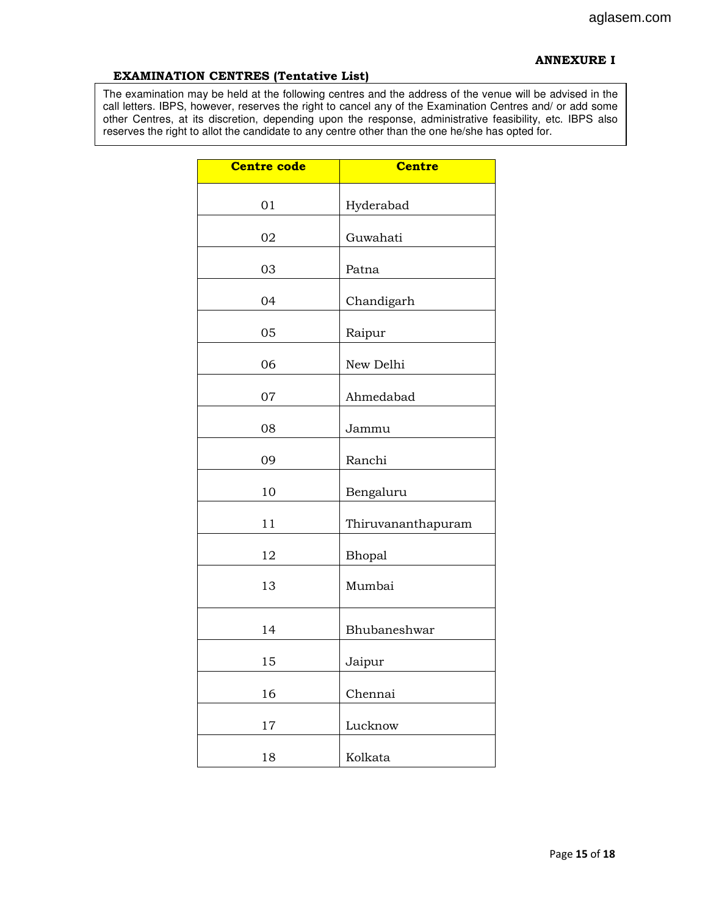**ANNEXURE I**

## EXAMINATION CENTRES (Tentative List)

The examination may be held at the following centres and the address of the venue will be advised in the call letters. IBPS, however, reserves the right to cancel any of the Examination Centres and/ or add some other Centres, at its discretion, depending upon the response, administrative feasibility, etc. IBPS also reserves the right to allot the candidate to any centre other than the one he/she has opted for.

| Centre code | Centre |
|---|---|
| 01 | Hyderabad |
| 02 | Guwahati |
| 03 | Patna |
| 04 | Chandigarh |
| 05 | Raipur |
| 06 | New Delhi |
| 07 | Ahmedabad |
| 08 | Jammu |
| 09 | Ranchi |
| 10 | Bengaluru |
| 11 | Thiruvananthapuram |
| 12 | Bhopal |
| 13 | Mumbai |
| 14 | Bhubaneshwar |
| 15 | Jaipur |
| 16 | Chennai |
| 17 | Lucknow |
| 18 | Kolkata |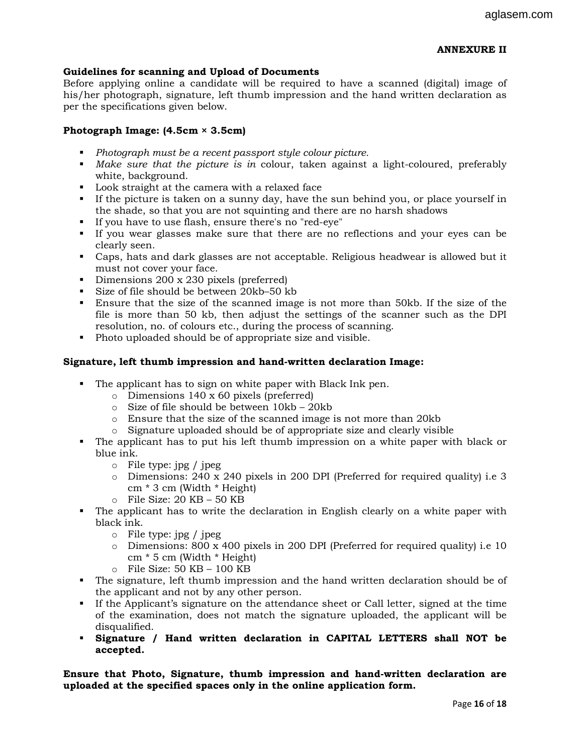**ANNEXURE II**

**Guidelines for scanning and Upload of Documents**

Before applying online a candidate will be required to have a scanned (digital) image of his/her photograph, signature, left thumb impression and the hand written declaration as per the specifications given below.

**Photograph Image: (4.5cm × 3.5cm)**

- *Photograph must be a recent passport style colour picture.*
- *Make sure that the picture is in* colour, taken against a light-coloured, preferably white, background.
- Look straight at the camera with a relaxed face
- If the picture is taken on a sunny day, have the sun behind you, or place yourself in the shade, so that you are not squinting and there are no harsh shadows
- If you have to use flash, ensure there's no "red-eye"
- If you wear glasses make sure that there are no reflections and your eyes can be clearly seen.
- Caps, hats and dark glasses are not acceptable. Religious headwear is allowed but it must not cover your face.
- Dimensions 200 x 230 pixels (preferred)
- Size of file should be between 20kb–50 kb
- Ensure that the size of the scanned image is not more than 50kb. If the size of the file is more than 50 kb, then adjust the settings of the scanner such as the DPI resolution, no. of colours etc., during the process of scanning.
- Photo uploaded should be of appropriate size and visible.

**Signature, left thumb impression and hand-written declaration Image:**

- The applicant has to sign on white paper with Black Ink pen.
  - Dimensions 140 x 60 pixels (preferred)
  - Size of file should be between 10kb – 20kb
  - Ensure that the size of the scanned image is not more than 20kb
  - Signature uploaded should be of appropriate size and clearly visible
- The applicant has to put his left thumb impression on a white paper with black or blue ink.
  - File type: jpg / jpeg
  - Dimensions: 240 x 240 pixels in 200 DPI (Preferred for required quality) i.e 3 cm * 3 cm (Width * Height)
  - File Size: 20 KB – 50 KB
- The applicant has to write the declaration in English clearly on a white paper with black ink.
  - File type: jpg / jpeg
  - Dimensions: 800 x 400 pixels in 200 DPI (Preferred for required quality) i.e 10 cm * 5 cm (Width * Height)
  - File Size: 50 KB – 100 KB
- The signature, left thumb impression and the hand written declaration should be of the applicant and not by any other person.
- If the Applicant's signature on the attendance sheet or Call letter, signed at the time of the examination, does not match the signature uploaded, the applicant will be disqualified.
- **Signature / Hand written declaration in CAPITAL LETTERS shall NOT be accepted.**

**Ensure that Photo, Signature, thumb impression and hand-written declaration are uploaded at the specified spaces only in the online application form.**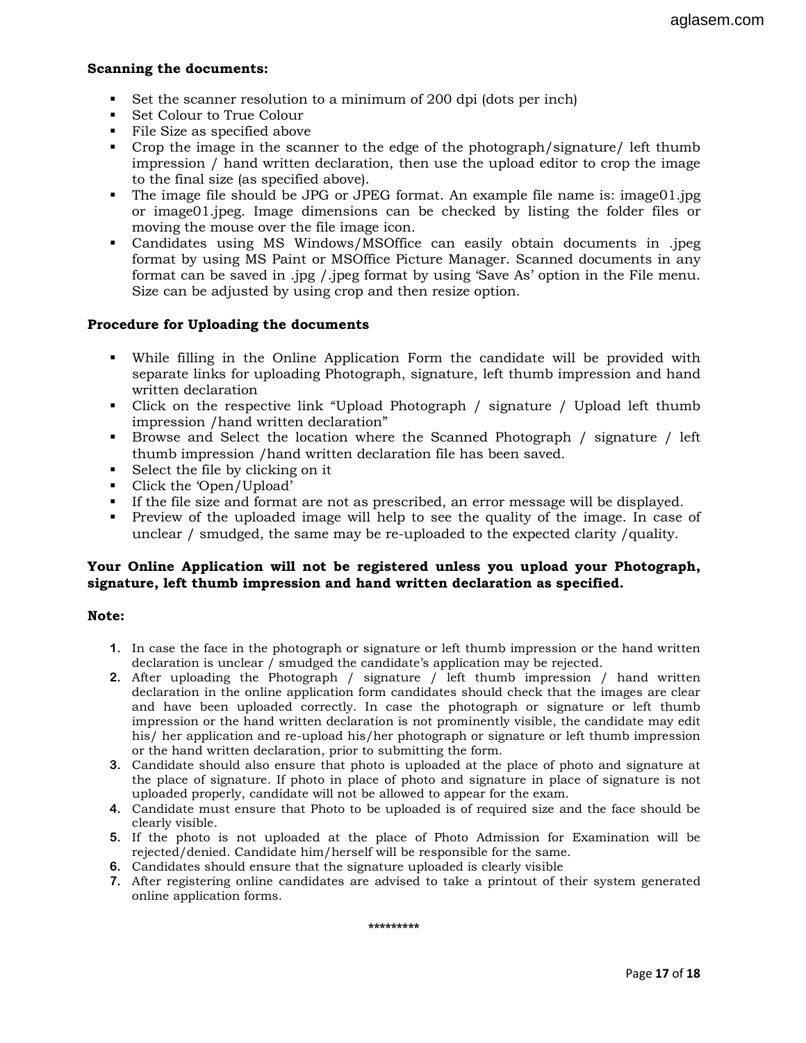**Scanning the documents:**

- Set the scanner resolution to a minimum of 200 dpi (dots per inch)
- Set Colour to True Colour
- File Size as specified above
- Crop the image in the scanner to the edge of the photograph/signature/ left thumb impression / hand written declaration, then use the upload editor to crop the image to the final size (as specified above).
- The image file should be JPG or JPEG format. An example file name is: image01.jpg or image01.jpeg. Image dimensions can be checked by listing the folder files or moving the mouse over the file image icon.
- Candidates using MS Windows/MSOffice can easily obtain documents in .jpeg format by using MS Paint or MSOffice Picture Manager. Scanned documents in any format can be saved in .jpg /.jpeg format by using 'Save As' option in the File menu. Size can be adjusted by using crop and then resize option.

**Procedure for Uploading the documents**

- While filling in the Online Application Form the candidate will be provided with separate links for uploading Photograph, signature, left thumb impression and hand written declaration
- Click on the respective link "Upload Photograph / signature / Upload left thumb impression /hand written declaration"
- Browse and Select the location where the Scanned Photograph / signature / left thumb impression /hand written declaration file has been saved.
- Select the file by clicking on it
- Click the 'Open/Upload'
- If the file size and format are not as prescribed, an error message will be displayed.
- Preview of the uploaded image will help to see the quality of the image. In case of unclear / smudged, the same may be re-uploaded to the expected clarity /quality.

**Your Online Application will not be registered unless you upload your Photograph, signature, left thumb impression and hand written declaration as specified.**

**Note:**

1. In case the face in the photograph or signature or left thumb impression or the hand written declaration is unclear / smudged the candidate's application may be rejected.
2. After uploading the Photograph / signature / left thumb impression / hand written declaration in the online application form candidates should check that the images are clear and have been uploaded correctly. In case the photograph or signature or left thumb impression or the hand written declaration is not prominently visible, the candidate may edit his/ her application and re-upload his/her photograph or signature or left thumb impression or the hand written declaration, prior to submitting the form.
3. Candidate should also ensure that photo is uploaded at the place of photo and signature at the place of signature. If photo in place of photo and signature in place of signature is not uploaded properly, candidate will not be allowed to appear for the exam.
4. Candidate must ensure that Photo to be uploaded is of required size and the face should be clearly visible.
5. If the photo is not uploaded at the place of Photo Admission for Examination will be rejected/denied. Candidate him/herself will be responsible for the same.
6. Candidates should ensure that the signature uploaded is clearly visible
7. After registering online candidates are advised to take a printout of their system generated online application forms.

*********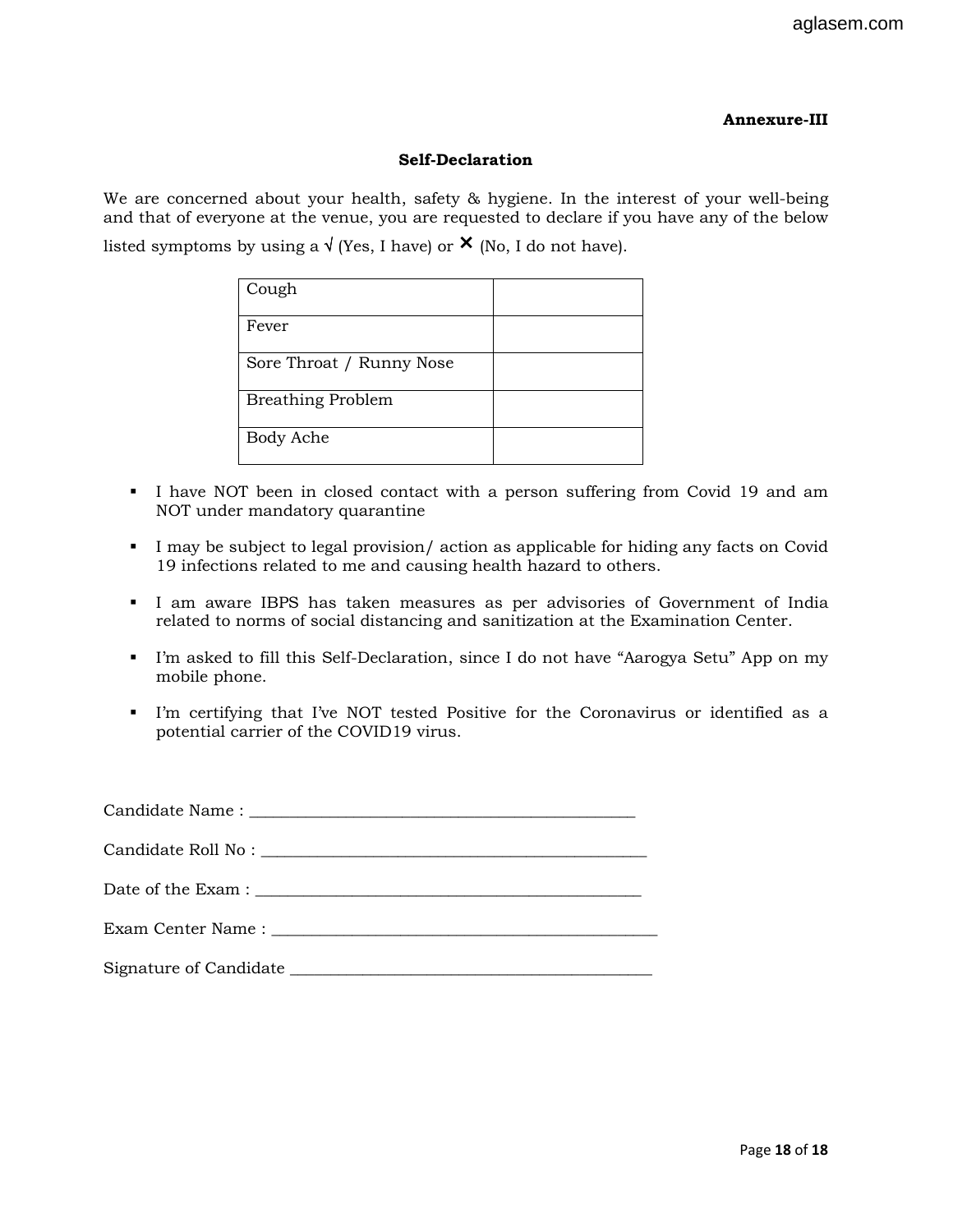**Annexure-III**

## Self-Declaration

We are concerned about your health, safety & hygiene. In the interest of your well-being and that of everyone at the venue, you are requested to declare if you have any of the below listed symptoms by using a √ (Yes, I have) or ✕ (No, I do not have).

| | |
|---|---|
| Cough | |
| Fever | |
| Sore Throat / Runny Nose | |
| Breathing Problem | |
| Body Ache | |

- I have NOT been in closed contact with a person suffering from Covid 19 and am NOT under mandatory quarantine
- I may be subject to legal provision/ action as applicable for hiding any facts on Covid 19 infections related to me and causing health hazard to others.
- I am aware IBPS has taken measures as per advisories of Government of India related to norms of social distancing and sanitization at the Examination Center.
- I'm asked to fill this Self-Declaration, since I do not have "Aarogya Setu" App on my mobile phone.
- I'm certifying that I've NOT tested Positive for the Coronavirus or identified as a potential carrier of the COVID19 virus.

Candidate Name : _______________________________________________

Candidate Roll No : _______________________________________________

Date of the Exam : _______________________________________________

Exam Center Name : _______________________________________________

Signature of Candidate _______________________________________________